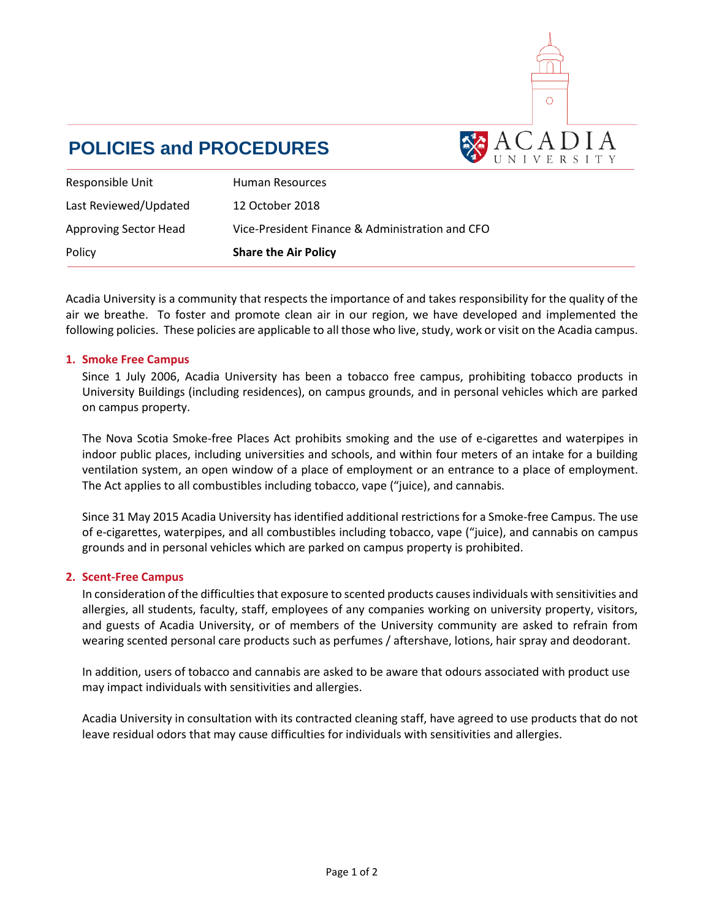# POLICIES and PROCEDURES

ACADIA UNIVERSITY

| | |
|---|---|
| Responsible Unit | Human Resources |
| Last Reviewed/Updated | 12 October 2018 |
| Approving Sector Head | Vice-President Finance & Administration and CFO |
| Policy | **Share the Air Policy** |

Acadia University is a community that respects the importance of and takes responsibility for the quality of the air we breathe. To foster and promote clean air in our region, we have developed and implemented the following policies. These policies are applicable to all those who live, study, work or visit on the Acadia campus.

## 1. Smoke Free Campus

Since 1 July 2006, Acadia University has been a tobacco free campus, prohibiting tobacco products in University Buildings (including residences), on campus grounds, and in personal vehicles which are parked on campus property.

The Nova Scotia Smoke-free Places Act prohibits smoking and the use of e-cigarettes and waterpipes in indoor public places, including universities and schools, and within four meters of an intake for a building ventilation system, an open window of a place of employment or an entrance to a place of employment. The Act applies to all combustibles including tobacco, vape ("juice), and cannabis.

Since 31 May 2015 Acadia University has identified additional restrictions for a Smoke-free Campus. The use of e-cigarettes, waterpipes, and all combustibles including tobacco, vape ("juice), and cannabis on campus grounds and in personal vehicles which are parked on campus property is prohibited.

## 2. Scent-Free Campus

In consideration of the difficulties that exposure to scented products causes individuals with sensitivities and allergies, all students, faculty, staff, employees of any companies working on university property, visitors, and guests of Acadia University, or of members of the University community are asked to refrain from wearing scented personal care products such as perfumes / aftershave, lotions, hair spray and deodorant.

In addition, users of tobacco and cannabis are asked to be aware that odours associated with product use may impact individuals with sensitivities and allergies.

Acadia University in consultation with its contracted cleaning staff, have agreed to use products that do not leave residual odors that may cause difficulties for individuals with sensitivities and allergies.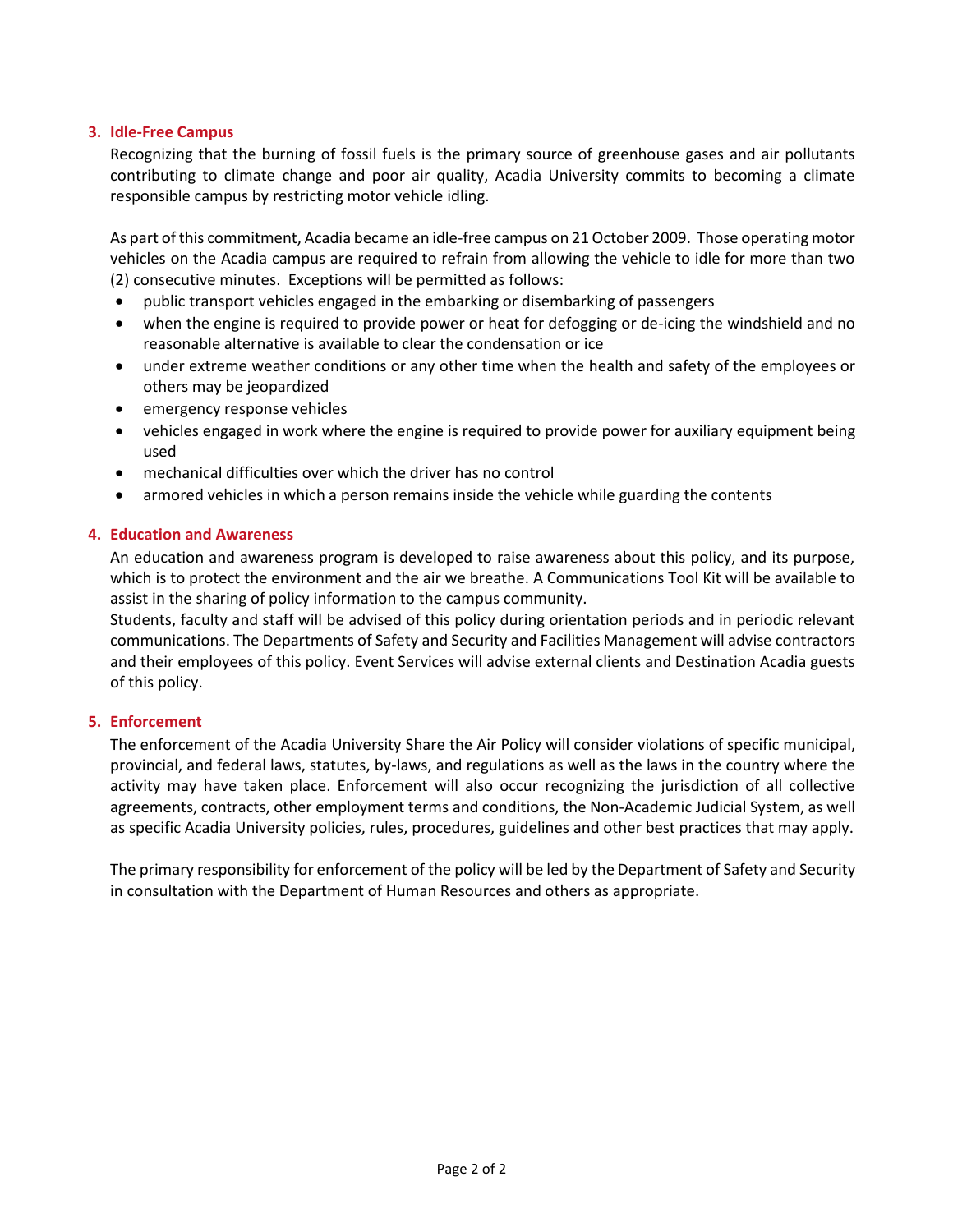## 3. Idle-Free Campus

Recognizing that the burning of fossil fuels is the primary source of greenhouse gases and air pollutants contributing to climate change and poor air quality, Acadia University commits to becoming a climate responsible campus by restricting motor vehicle idling.

As part of this commitment, Acadia became an idle-free campus on 21 October 2009. Those operating motor vehicles on the Acadia campus are required to refrain from allowing the vehicle to idle for more than two (2) consecutive minutes. Exceptions will be permitted as follows:

- public transport vehicles engaged in the embarking or disembarking of passengers
- when the engine is required to provide power or heat for defogging or de-icing the windshield and no reasonable alternative is available to clear the condensation or ice
- under extreme weather conditions or any other time when the health and safety of the employees or others may be jeopardized
- emergency response vehicles
- vehicles engaged in work where the engine is required to provide power for auxiliary equipment being used
- mechanical difficulties over which the driver has no control
- armored vehicles in which a person remains inside the vehicle while guarding the contents

## 4. Education and Awareness

An education and awareness program is developed to raise awareness about this policy, and its purpose, which is to protect the environment and the air we breathe. A Communications Tool Kit will be available to assist in the sharing of policy information to the campus community.

Students, faculty and staff will be advised of this policy during orientation periods and in periodic relevant communications. The Departments of Safety and Security and Facilities Management will advise contractors and their employees of this policy. Event Services will advise external clients and Destination Acadia guests of this policy.

## 5. Enforcement

The enforcement of the Acadia University Share the Air Policy will consider violations of specific municipal, provincial, and federal laws, statutes, by-laws, and regulations as well as the laws in the country where the activity may have taken place. Enforcement will also occur recognizing the jurisdiction of all collective agreements, contracts, other employment terms and conditions, the Non-Academic Judicial System, as well as specific Acadia University policies, rules, procedures, guidelines and other best practices that may apply.

The primary responsibility for enforcement of the policy will be led by the Department of Safety and Security in consultation with the Department of Human Resources and others as appropriate.